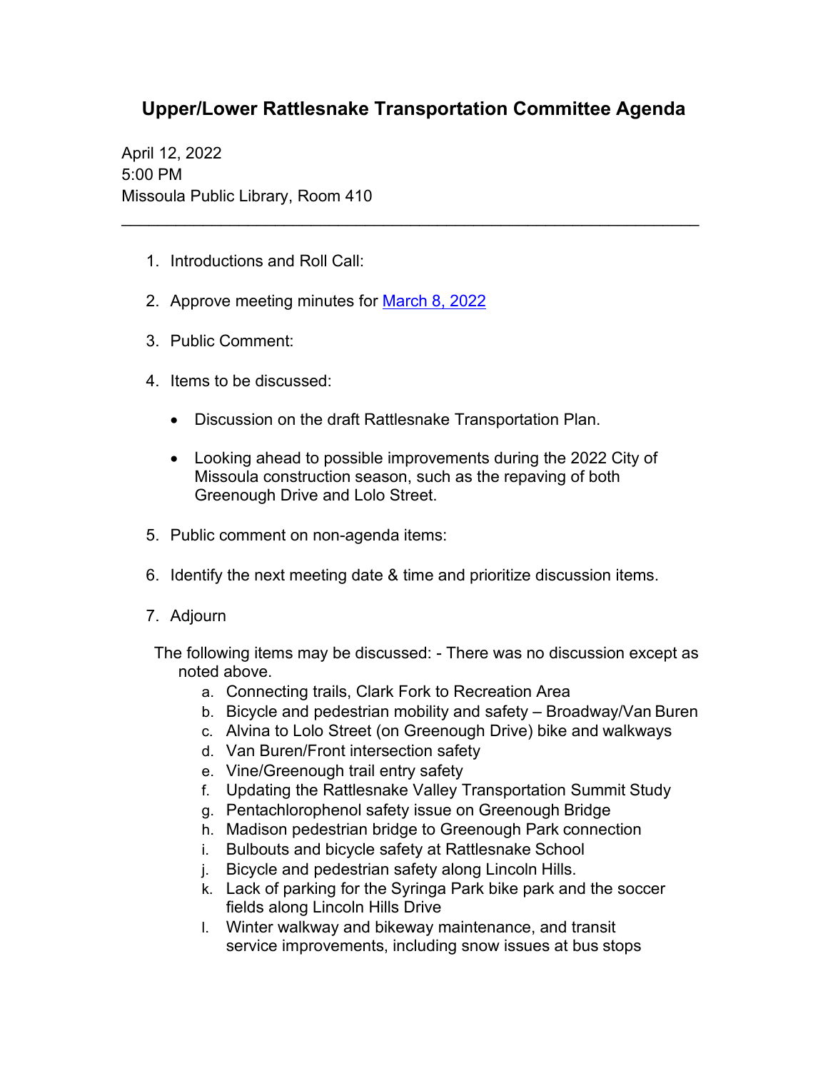# Upper/Lower Rattlesnake Transportation Committee Agenda

April 12, 2022
5:00 PM
Missoula Public Library, Room 410

---

1. Introductions and Roll Call:
2. Approve meeting minutes for [March 8, 2022]
3. Public Comment:
4. Items to be discussed:
   - Discussion on the draft Rattlesnake Transportation Plan.
   - Looking ahead to possible improvements during the 2022 City of Missoula construction season, such as the repaving of both Greenough Drive and Lolo Street.
5. Public comment on non-agenda items:
6. Identify the next meeting date & time and prioritize discussion items.
7. Adjourn

The following items may be discussed: - There was no discussion except as noted above.

a. Connecting trails, Clark Fork to Recreation Area
b. Bicycle and pedestrian mobility and safety – Broadway/Van Buren
c. Alvina to Lolo Street (on Greenough Drive) bike and walkways
d. Van Buren/Front intersection safety
e. Vine/Greenough trail entry safety
f. Updating the Rattlesnake Valley Transportation Summit Study
g. Pentachlorophenol safety issue on Greenough Bridge
h. Madison pedestrian bridge to Greenough Park connection
i. Bulbouts and bicycle safety at Rattlesnake School
j. Bicycle and pedestrian safety along Lincoln Hills.
k. Lack of parking for the Syringa Park bike park and the soccer fields along Lincoln Hills Drive
l. Winter walkway and bikeway maintenance, and transit service improvements, including snow issues at bus stops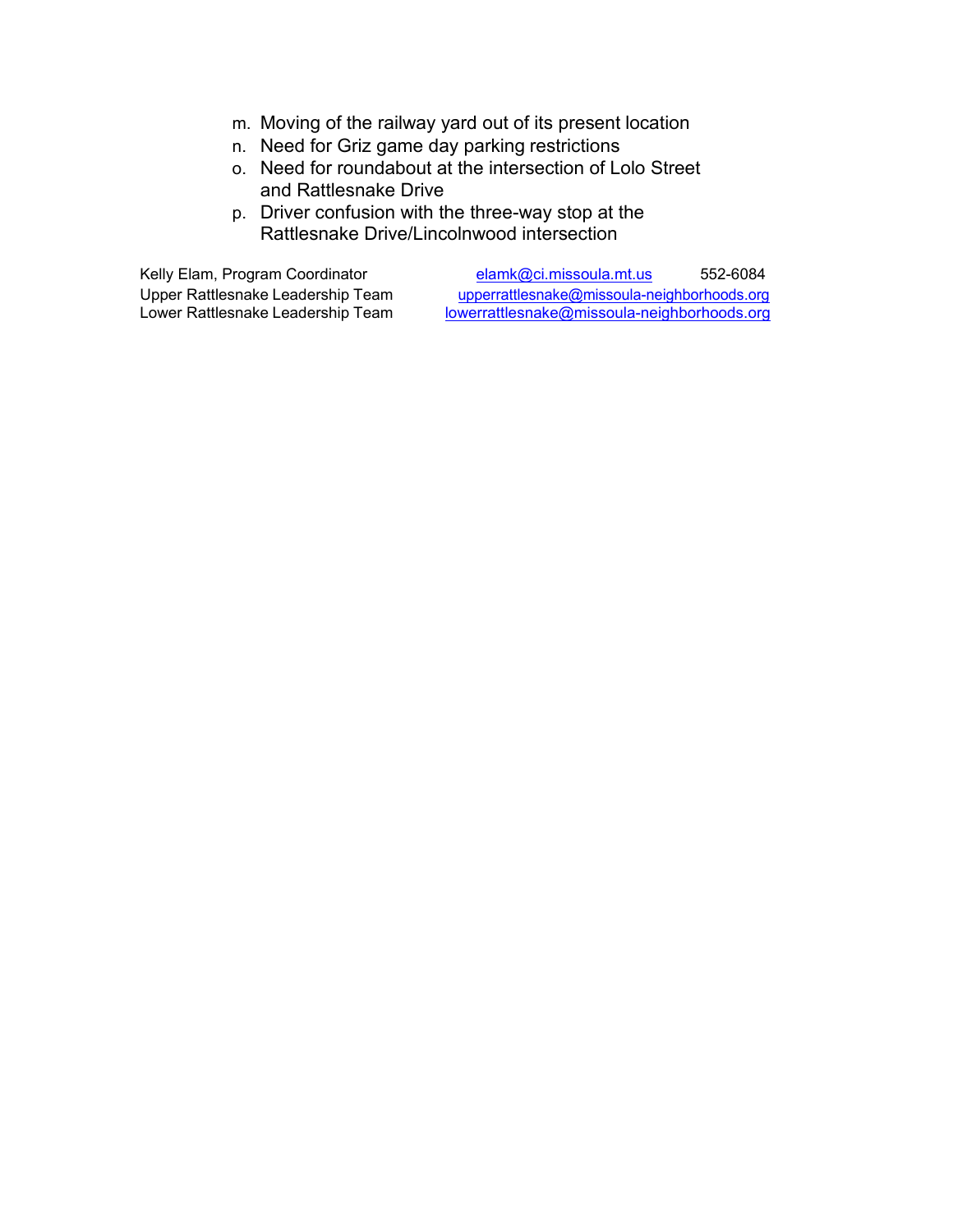m. Moving of the railway yard out of its present location
n. Need for Griz game day parking restrictions
o. Need for roundabout at the intersection of Lolo Street and Rattlesnake Drive
p. Driver confusion with the three-way stop at the Rattlesnake Drive/Lincolnwood intersection

| | | |
|---|---|---|
| Kelly Elam, Program Coordinator | elamk@ci.missoula.mt.us | 552-6084 |
| Upper Rattlesnake Leadership Team | upperrattlesnake@missoula-neighborhoods.org | |
| Lower Rattlesnake Leadership Team | lowerrattlesnake@missoula-neighborhoods.org | |